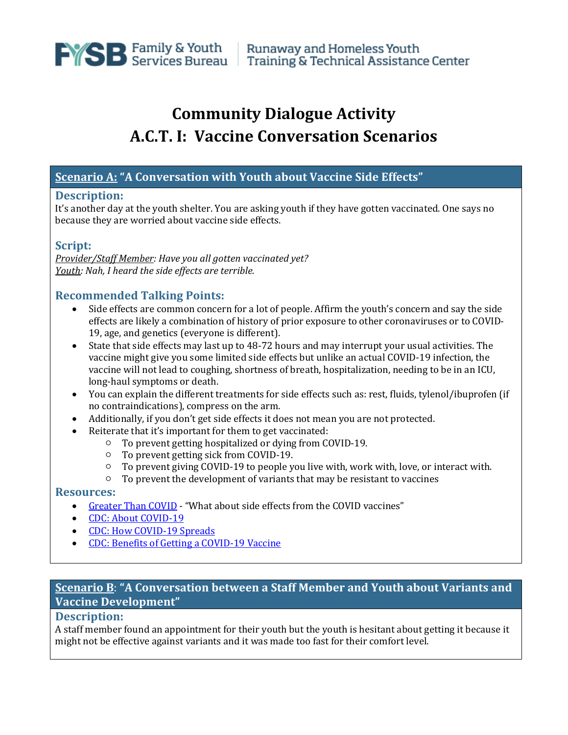Family & Youth Services Bureau | Runaway and Homeless Youth Training & Technical Assistance Center

# Community Dialogue Activity
# A.C.T. I: Vaccine Conversation Scenarios

## Scenario A: "A Conversation with Youth about Vaccine Side Effects"

### Description:

It's another day at the youth shelter. You are asking youth if they have gotten vaccinated. One says no because they are worried about vaccine side effects.

### Script:

*Provider/Staff Member: Have you all gotten vaccinated yet?*
*Youth: Nah, I heard the side effects are terrible.*

### Recommended Talking Points:

- Side effects are common concern for a lot of people. Affirm the youth's concern and say the side effects are likely a combination of history of prior exposure to other coronaviruses or to COVID-19, age, and genetics (everyone is different).
- State that side effects may last up to 48-72 hours and may interrupt your usual activities. The vaccine might give you some limited side effects but unlike an actual COVID-19 infection, the vaccine will not lead to coughing, shortness of breath, hospitalization, needing to be in an ICU, long-haul symptoms or death.
- You can explain the different treatments for side effects such as: rest, fluids, tylenol/ibuprofen (if no contraindications), compress on the arm.
- Additionally, if you don't get side effects it does not mean you are not protected.
- Reiterate that it's important for them to get vaccinated:
  - To prevent getting hospitalized or dying from COVID-19.
  - To prevent getting sick from COVID-19.
  - To prevent giving COVID-19 to people you live with, work with, love, or interact with.
  - To prevent the development of variants that may be resistant to vaccines

### Resources:

- Greater Than COVID - "What about side effects from the COVID vaccines"
- CDC: About COVID-19
- CDC: How COVID-19 Spreads
- CDC: Benefits of Getting a COVID-19 Vaccine

## Scenario B: "A Conversation between a Staff Member and Youth about Variants and Vaccine Development"

### Description:

A staff member found an appointment for their youth but the youth is hesitant about getting it because it might not be effective against variants and it was made too fast for their comfort level.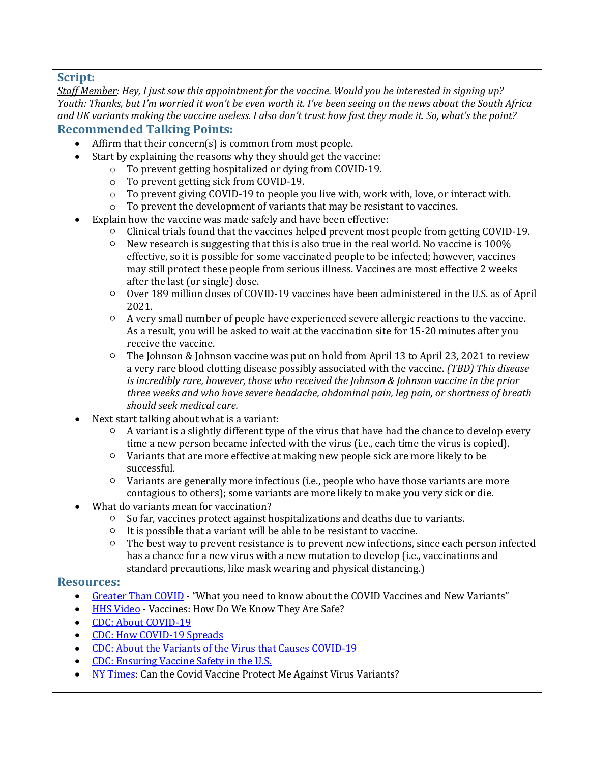## Script:

*Staff Member: Hey, I just saw this appointment for the vaccine. Would you be interested in signing up?*
*Youth: Thanks, but I'm worried it won't be even worth it. I've been seeing on the news about the South Africa and UK variants making the vaccine useless. I also don't trust how fast they made it. So, what's the point?*

## Recommended Talking Points:

- Affirm that their concern(s) is common from most people.
- Start by explaining the reasons why they should get the vaccine:
  - To prevent getting hospitalized or dying from COVID-19.
  - To prevent getting sick from COVID-19.
  - To prevent giving COVID-19 to people you live with, work with, love, or interact with.
  - To prevent the development of variants that may be resistant to vaccines.
- Explain how the vaccine was made safely and have been effective:
  - Clinical trials found that the vaccines helped prevent most people from getting COVID-19.
  - New research is suggesting that this is also true in the real world. No vaccine is 100% effective, so it is possible for some vaccinated people to be infected; however, vaccines may still protect these people from serious illness. Vaccines are most effective 2 weeks after the last (or single) dose.
  - Over 189 million doses of COVID-19 vaccines have been administered in the U.S. as of April 2021.
  - A very small number of people have experienced severe allergic reactions to the vaccine. As a result, you will be asked to wait at the vaccination site for 15-20 minutes after you receive the vaccine.
  - The Johnson & Johnson vaccine was put on hold from April 13 to April 23, 2021 to review a very rare blood clotting disease possibly associated with the vaccine. *(TBD) This disease is incredibly rare, however, those who received the Johnson & Johnson vaccine in the prior three weeks and who have severe headache, abdominal pain, leg pain, or shortness of breath should seek medical care.*
- Next start talking about what is a variant:
  - A variant is a slightly different type of the virus that have had the chance to develop every time a new person became infected with the virus (i.e., each time the virus is copied).
  - Variants that are more effective at making new people sick are more likely to be successful.
  - Variants are generally more infectious (i.e., people who have those variants are more contagious to others); some variants are more likely to make you very sick or die.
- What do variants mean for vaccination?
  - So far, vaccines protect against hospitalizations and deaths due to variants.
  - It is possible that a variant will be able to be resistant to vaccine.
  - The best way to prevent resistance is to prevent new infections, since each person infected has a chance for a new virus with a new mutation to develop (i.e., vaccinations and standard precautions, like mask wearing and physical distancing.)

## Resources:

- Greater Than COVID - "What you need to know about the COVID Vaccines and New Variants"
- HHS Video - Vaccines: How Do We Know They Are Safe?
- CDC: About COVID-19
- CDC: How COVID-19 Spreads
- CDC: About the Variants of the Virus that Causes COVID-19
- CDC: Ensuring Vaccine Safety in the U.S.
- NY Times: Can the Covid Vaccine Protect Me Against Virus Variants?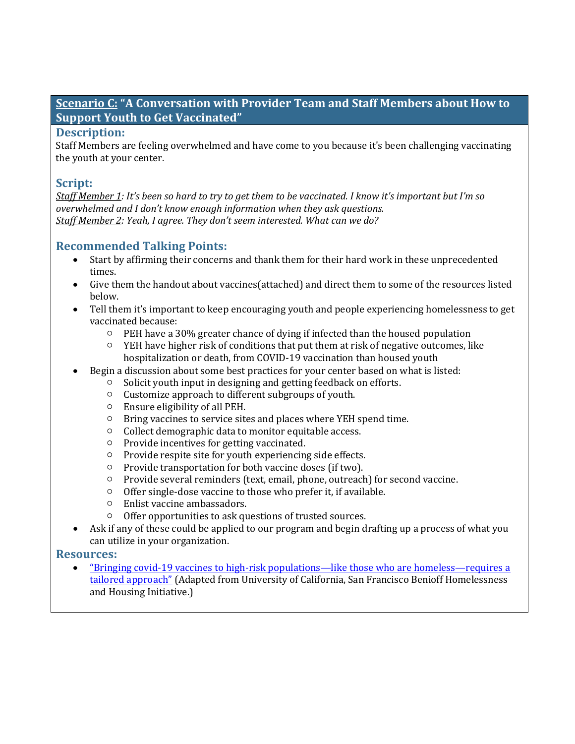## Scenario C: "A Conversation with Provider Team and Staff Members about How to Support Youth to Get Vaccinated"

### Description:

Staff Members are feeling overwhelmed and have come to you because it's been challenging vaccinating the youth at your center.

### Script:

*Staff Member 1: It's been so hard to try to get them to be vaccinated. I know it's important but I'm so overwhelmed and I don't know enough information when they ask questions.*
*Staff Member 2: Yeah, I agree. They don't seem interested. What can we do?*

### Recommended Talking Points:

- Start by affirming their concerns and thank them for their hard work in these unprecedented times.
- Give them the handout about vaccines(attached) and direct them to some of the resources listed below.
- Tell them it's important to keep encouraging youth and people experiencing homelessness to get vaccinated because:
  - PEH have a 30% greater chance of dying if infected than the housed population
  - YEH have higher risk of conditions that put them at risk of negative outcomes, like hospitalization or death, from COVID-19 vaccination than housed youth
- Begin a discussion about some best practices for your center based on what is listed:
  - Solicit youth input in designing and getting feedback on efforts.
  - Customize approach to different subgroups of youth.
  - Ensure eligibility of all PEH.
  - Bring vaccines to service sites and places where YEH spend time.
  - Collect demographic data to monitor equitable access.
  - Provide incentives for getting vaccinated.
  - Provide respite site for youth experiencing side effects.
  - Provide transportation for both vaccine doses (if two).
  - Provide several reminders (text, email, phone, outreach) for second vaccine.
  - Offer single-dose vaccine to those who prefer it, if available.
  - Enlist vaccine ambassadors.
  - Offer opportunities to ask questions of trusted sources.
- Ask if any of these could be applied to our program and begin drafting up a process of what you can utilize in your organization.

### Resources:

- "Bringing covid-19 vaccines to high-risk populations—like those who are homeless—requires a tailored approach" (Adapted from University of California, San Francisco Benioff Homelessness and Housing Initiative.)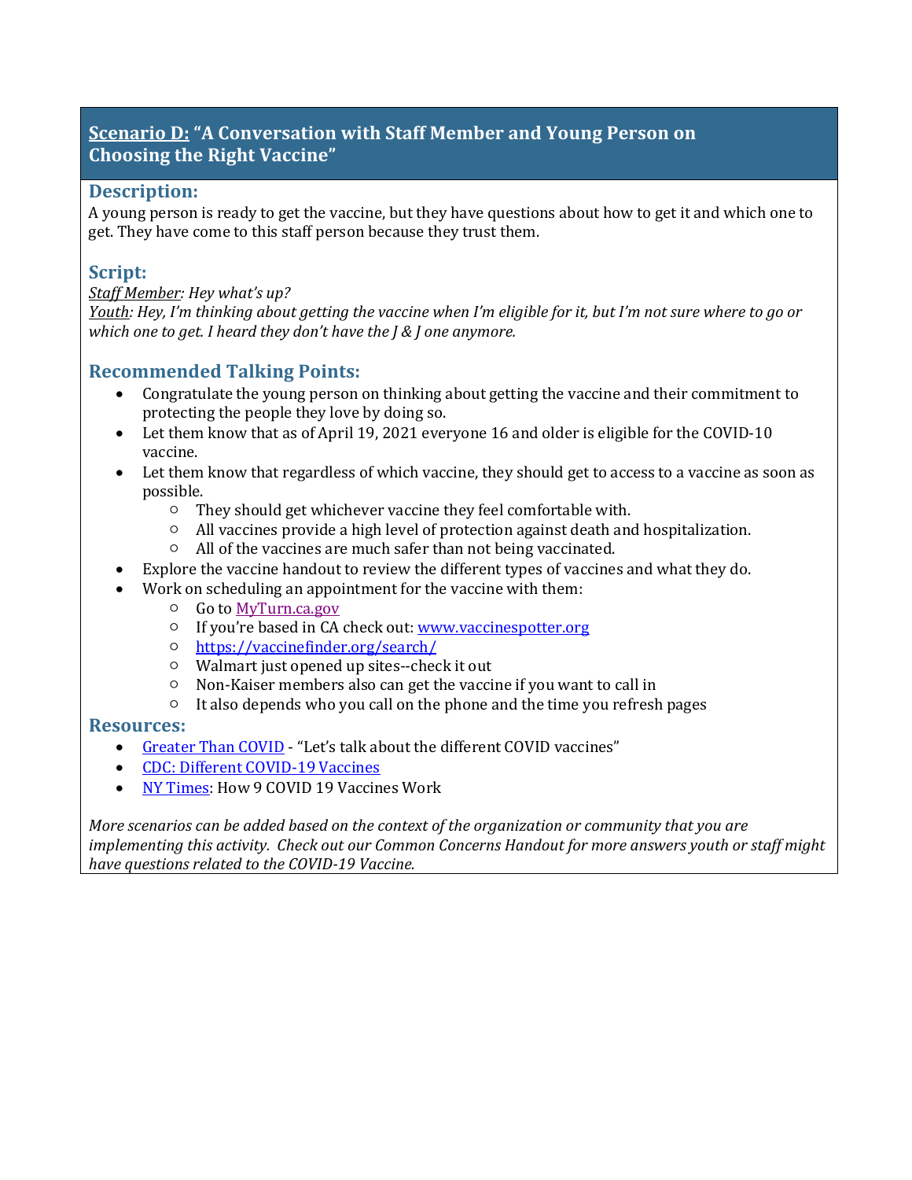## <u>Scenario D:</u> "A Conversation with Staff Member and Young Person on Choosing the Right Vaccine"

### Description:

A young person is ready to get the vaccine, but they have questions about how to get it and which one to get. They have come to this staff person because they trust them.

### Script:

*<u>Staff Member</u>: Hey what's up?*
*<u>Youth</u>: Hey, I'm thinking about getting the vaccine when I'm eligible for it, but I'm not sure where to go or which one to get. I heard they don't have the J & J one anymore.*

### Recommended Talking Points:

- Congratulate the young person on thinking about getting the vaccine and their commitment to protecting the people they love by doing so.
- Let them know that as of April 19, 2021 everyone 16 and older is eligible for the COVID-10 vaccine.
- Let them know that regardless of which vaccine, they should get to access to a vaccine as soon as possible.
    - They should get whichever vaccine they feel comfortable with.
    - All vaccines provide a high level of protection against death and hospitalization.
    - All of the vaccines are much safer than not being vaccinated.
- Explore the vaccine handout to review the different types of vaccines and what they do.
- Work on scheduling an appointment for the vaccine with them:
    - Go to [MyTurn.ca.gov](MyTurn.ca.gov)
    - If you're based in CA check out: [www.vaccinespotter.org](www.vaccinespotter.org)
    - [https://vaccinefinder.org/search/](https://vaccinefinder.org/search/)
    - Walmart just opened up sites--check it out
    - Non-Kaiser members also can get the vaccine if you want to call in
    - It also depends who you call on the phone and the time you refresh pages

### Resources:

- Greater Than COVID - "Let's talk about the different COVID vaccines"
- CDC: Different COVID-19 Vaccines
- NY Times: How 9 COVID 19 Vaccines Work

*More scenarios can be added based on the context of the organization or community that you are implementing this activity. Check out our Common Concerns Handout for more answers youth or staff might have questions related to the COVID-19 Vaccine.*